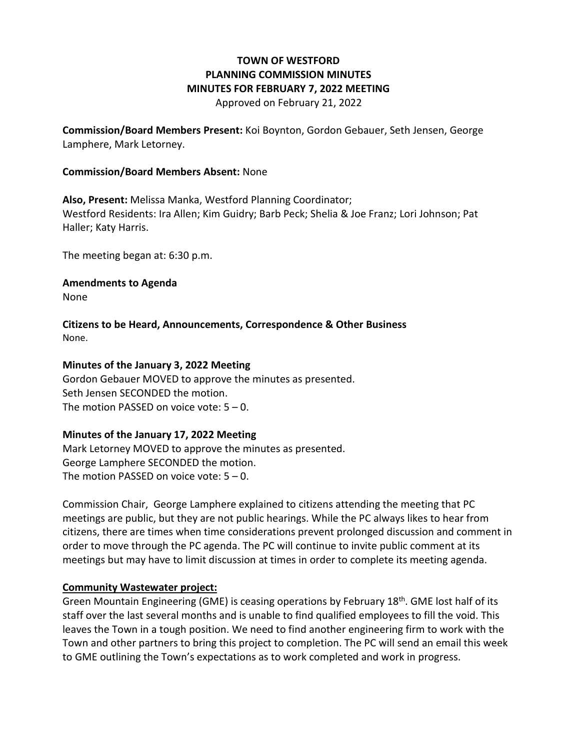# TOWN OF WESTFORD
# PLANNING COMMISSION MINUTES
# MINUTES FOR FEBRUARY 7, 2022 MEETING

Approved on February 21, 2022

**Commission/Board Members Present:** Koi Boynton, Gordon Gebauer, Seth Jensen, George Lamphere, Mark Letorney.

**Commission/Board Members Absent:** None

**Also, Present:** Melissa Manka, Westford Planning Coordinator;
Westford Residents: Ira Allen; Kim Guidry; Barb Peck; Shelia & Joe Franz; Lori Johnson; Pat Haller; Katy Harris.

The meeting began at: 6:30 p.m.

**Amendments to Agenda**

None

**Citizens to be Heard, Announcements, Correspondence & Other Business**

None.

**Minutes of the January 3, 2022 Meeting**

Gordon Gebauer MOVED to approve the minutes as presented.
Seth Jensen SECONDED the motion.
The motion PASSED on voice vote: 5 – 0.

**Minutes of the January 17, 2022 Meeting**

Mark Letorney MOVED to approve the minutes as presented.
George Lamphere SECONDED the motion.
The motion PASSED on voice vote: 5 – 0.

Commission Chair, George Lamphere explained to citizens attending the meeting that PC meetings are public, but they are not public hearings. While the PC always likes to hear from citizens, there are times when time considerations prevent prolonged discussion and comment in order to move through the PC agenda. The PC will continue to invite public comment at its meetings but may have to limit discussion at times in order to complete its meeting agenda.

**Community Wastewater project:**

Green Mountain Engineering (GME) is ceasing operations by February 18th. GME lost half of its staff over the last several months and is unable to find qualified employees to fill the void. This leaves the Town in a tough position. We need to find another engineering firm to work with the Town and other partners to bring this project to completion. The PC will send an email this week to GME outlining the Town's expectations as to work completed and work in progress.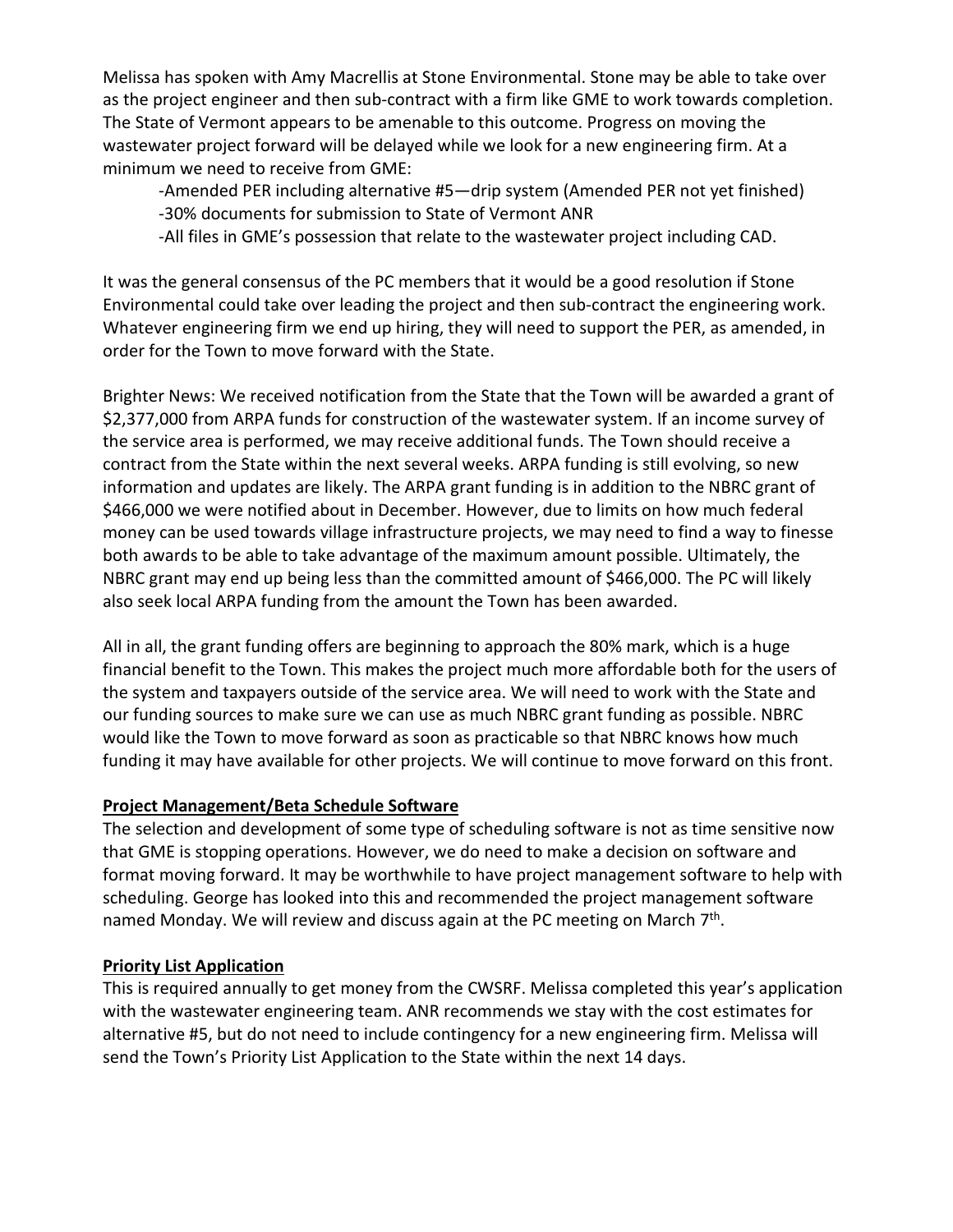Melissa has spoken with Amy Macrellis at Stone Environmental. Stone may be able to take over as the project engineer and then sub-contract with a firm like GME to work towards completion. The State of Vermont appears to be amenable to this outcome. Progress on moving the wastewater project forward will be delayed while we look for a new engineering firm. At a minimum we need to receive from GME:

-Amended PER including alternative #5—drip system (Amended PER not yet finished)
-30% documents for submission to State of Vermont ANR
-All files in GME's possession that relate to the wastewater project including CAD.

It was the general consensus of the PC members that it would be a good resolution if Stone Environmental could take over leading the project and then sub-contract the engineering work. Whatever engineering firm we end up hiring, they will need to support the PER, as amended, in order for the Town to move forward with the State.

Brighter News: We received notification from the State that the Town will be awarded a grant of $2,377,000 from ARPA funds for construction of the wastewater system. If an income survey of the service area is performed, we may receive additional funds. The Town should receive a contract from the State within the next several weeks. ARPA funding is still evolving, so new information and updates are likely. The ARPA grant funding is in addition to the NBRC grant of $466,000 we were notified about in December. However, due to limits on how much federal money can be used towards village infrastructure projects, we may need to find a way to finesse both awards to be able to take advantage of the maximum amount possible. Ultimately, the NBRC grant may end up being less than the committed amount of $466,000. The PC will likely also seek local ARPA funding from the amount the Town has been awarded.

All in all, the grant funding offers are beginning to approach the 80% mark, which is a huge financial benefit to the Town. This makes the project much more affordable both for the users of the system and taxpayers outside of the service area. We will need to work with the State and our funding sources to make sure we can use as much NBRC grant funding as possible. NBRC would like the Town to move forward as soon as practicable so that NBRC knows how much funding it may have available for other projects. We will continue to move forward on this front.

**Project Management/Beta Schedule Software**

The selection and development of some type of scheduling software is not as time sensitive now that GME is stopping operations. However, we do need to make a decision on software and format moving forward. It may be worthwhile to have project management software to help with scheduling. George has looked into this and recommended the project management software named Monday. We will review and discuss again at the PC meeting on March 7th.

**Priority List Application**

This is required annually to get money from the CWSRF. Melissa completed this year's application with the wastewater engineering team. ANR recommends we stay with the cost estimates for alternative #5, but do not need to include contingency for a new engineering firm. Melissa will send the Town's Priority List Application to the State within the next 14 days.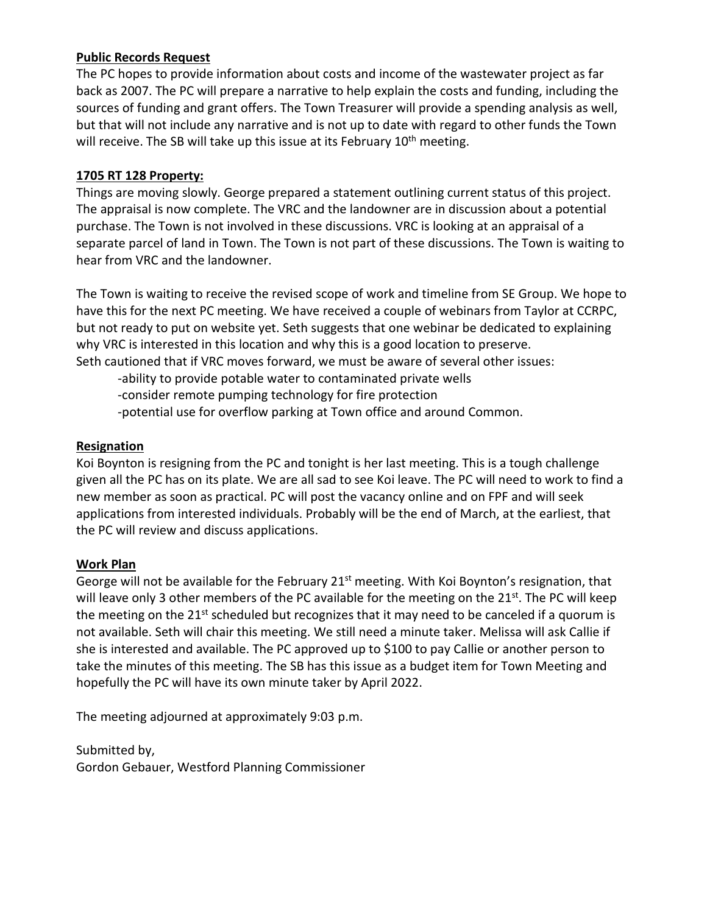**Public Records Request**

The PC hopes to provide information about costs and income of the wastewater project as far back as 2007. The PC will prepare a narrative to help explain the costs and funding, including the sources of funding and grant offers. The Town Treasurer will provide a spending analysis as well, but that will not include any narrative and is not up to date with regard to other funds the Town will receive. The SB will take up this issue at its February 10th meeting.

**1705 RT 128 Property:**

Things are moving slowly. George prepared a statement outlining current status of this project. The appraisal is now complete. The VRC and the landowner are in discussion about a potential purchase. The Town is not involved in these discussions. VRC is looking at an appraisal of a separate parcel of land in Town. The Town is not part of these discussions. The Town is waiting to hear from VRC and the landowner.

The Town is waiting to receive the revised scope of work and timeline from SE Group. We hope to have this for the next PC meeting. We have received a couple of webinars from Taylor at CCRPC, but not ready to put on website yet. Seth suggests that one webinar be dedicated to explaining why VRC is interested in this location and why this is a good location to preserve.
Seth cautioned that if VRC moves forward, we must be aware of several other issues:

- -ability to provide potable water to contaminated private wells
- -consider remote pumping technology for fire protection
- -potential use for overflow parking at Town office and around Common.

**Resignation**

Koi Boynton is resigning from the PC and tonight is her last meeting. This is a tough challenge given all the PC has on its plate. We are all sad to see Koi leave. The PC will need to work to find a new member as soon as practical. PC will post the vacancy online and on FPF and will seek applications from interested individuals. Probably will be the end of March, at the earliest, that the PC will review and discuss applications.

**Work Plan**

George will not be available for the February 21st meeting. With Koi Boynton's resignation, that will leave only 3 other members of the PC available for the meeting on the 21st. The PC will keep the meeting on the 21st scheduled but recognizes that it may need to be canceled if a quorum is not available. Seth will chair this meeting. We still need a minute taker. Melissa will ask Callie if she is interested and available. The PC approved up to $100 to pay Callie or another person to take the minutes of this meeting. The SB has this issue as a budget item for Town Meeting and hopefully the PC will have its own minute taker by April 2022.

The meeting adjourned at approximately 9:03 p.m.

Submitted by,
Gordon Gebauer, Westford Planning Commissioner